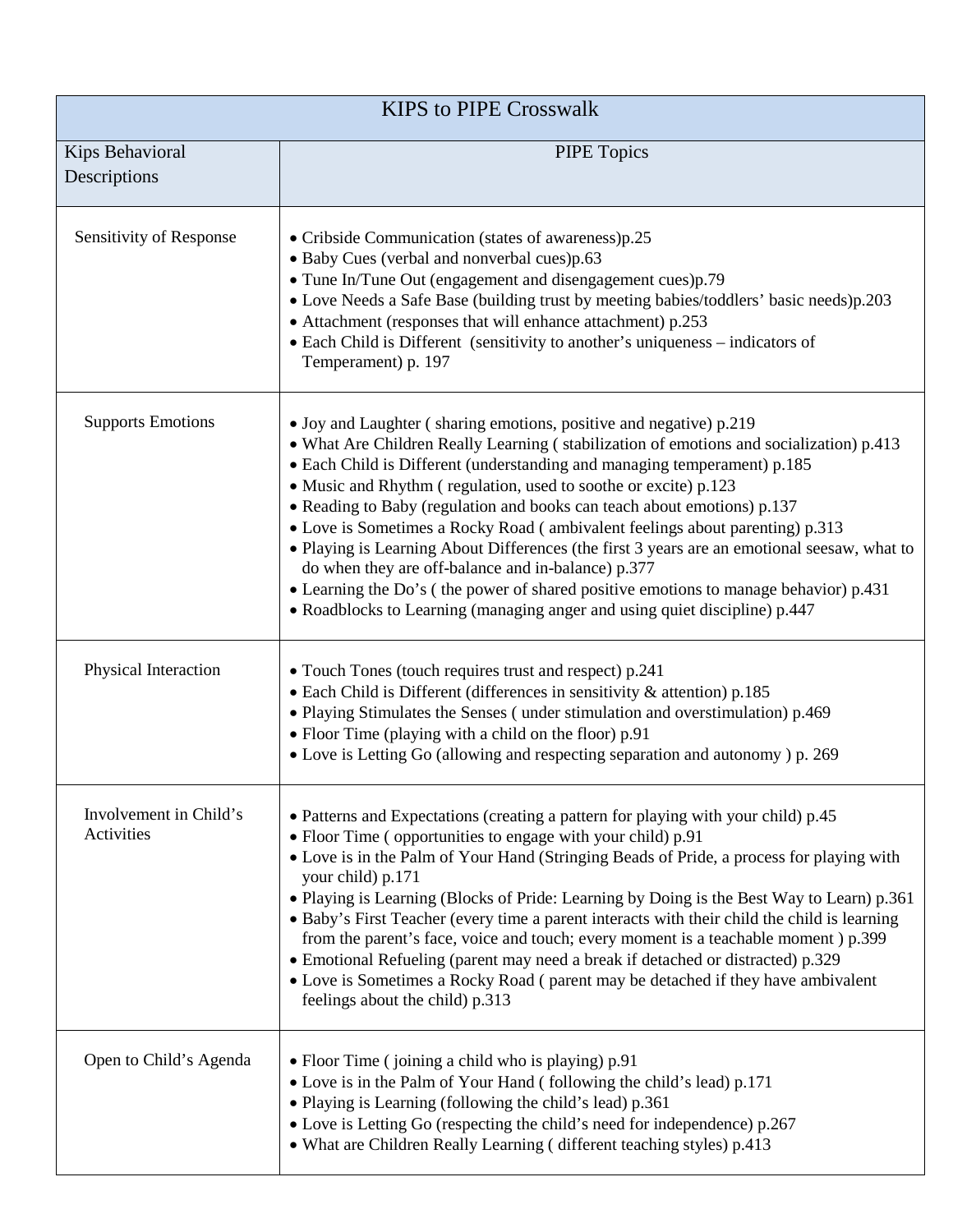| KIPS to PIPE Crosswalk | |
|---|---|
| Kips Behavioral Descriptions | PIPE Topics |
| Sensitivity of Response | • Cribside Communication (states of awareness)p.25<br>• Baby Cues (verbal and nonverbal cues)p.63<br>• Tune In/Tune Out (engagement and disengagement cues)p.79<br>• Love Needs a Safe Base (building trust by meeting babies/toddlers' basic needs)p.203<br>• Attachment (responses that will enhance attachment) p.253<br>• Each Child is Different (sensitivity to another's uniqueness – indicators of Temperament) p. 197 |
| Supports Emotions | • Joy and Laughter ( sharing emotions, positive and negative) p.219<br>• What Are Children Really Learning ( stabilization of emotions and socialization) p.413<br>• Each Child is Different (understanding and managing temperament) p.185<br>• Music and Rhythm ( regulation, used to soothe or excite) p.123<br>• Reading to Baby (regulation and books can teach about emotions) p.137<br>• Love is Sometimes a Rocky Road ( ambivalent feelings about parenting) p.313<br>• Playing is Learning About Differences (the first 3 years are an emotional seesaw, what to do when they are off-balance and in-balance) p.377<br>• Learning the Do's ( the power of shared positive emotions to manage behavior) p.431<br>• Roadblocks to Learning (managing anger and using quiet discipline) p.447 |
| Physical Interaction | • Touch Tones (touch requires trust and respect) p.241<br>• Each Child is Different (differences in sensitivity & attention) p.185<br>• Playing Stimulates the Senses ( under stimulation and overstimulation) p.469<br>• Floor Time (playing with a child on the floor) p.91<br>• Love is Letting Go (allowing and respecting separation and autonomy ) p. 269 |
| Involvement in Child's Activities | • Patterns and Expectations (creating a pattern for playing with your child) p.45<br>• Floor Time ( opportunities to engage with your child) p.91<br>• Love is in the Palm of Your Hand (Stringing Beads of Pride, a process for playing with your child) p.171<br>• Playing is Learning (Blocks of Pride: Learning by Doing is the Best Way to Learn) p.361<br>• Baby's First Teacher (every time a parent interacts with their child the child is learning from the parent's face, voice and touch; every moment is a teachable moment ) p.399<br>• Emotional Refueling (parent may need a break if detached or distracted) p.329<br>• Love is Sometimes a Rocky Road ( parent may be detached if they have ambivalent feelings about the child) p.313 |
| Open to Child's Agenda | • Floor Time ( joining a child who is playing) p.91<br>• Love is in the Palm of Your Hand ( following the child's lead) p.171<br>• Playing is Learning (following the child's lead) p.361<br>• Love is Letting Go (respecting the child's need for independence) p.267<br>• What are Children Really Learning ( different teaching styles) p.413 |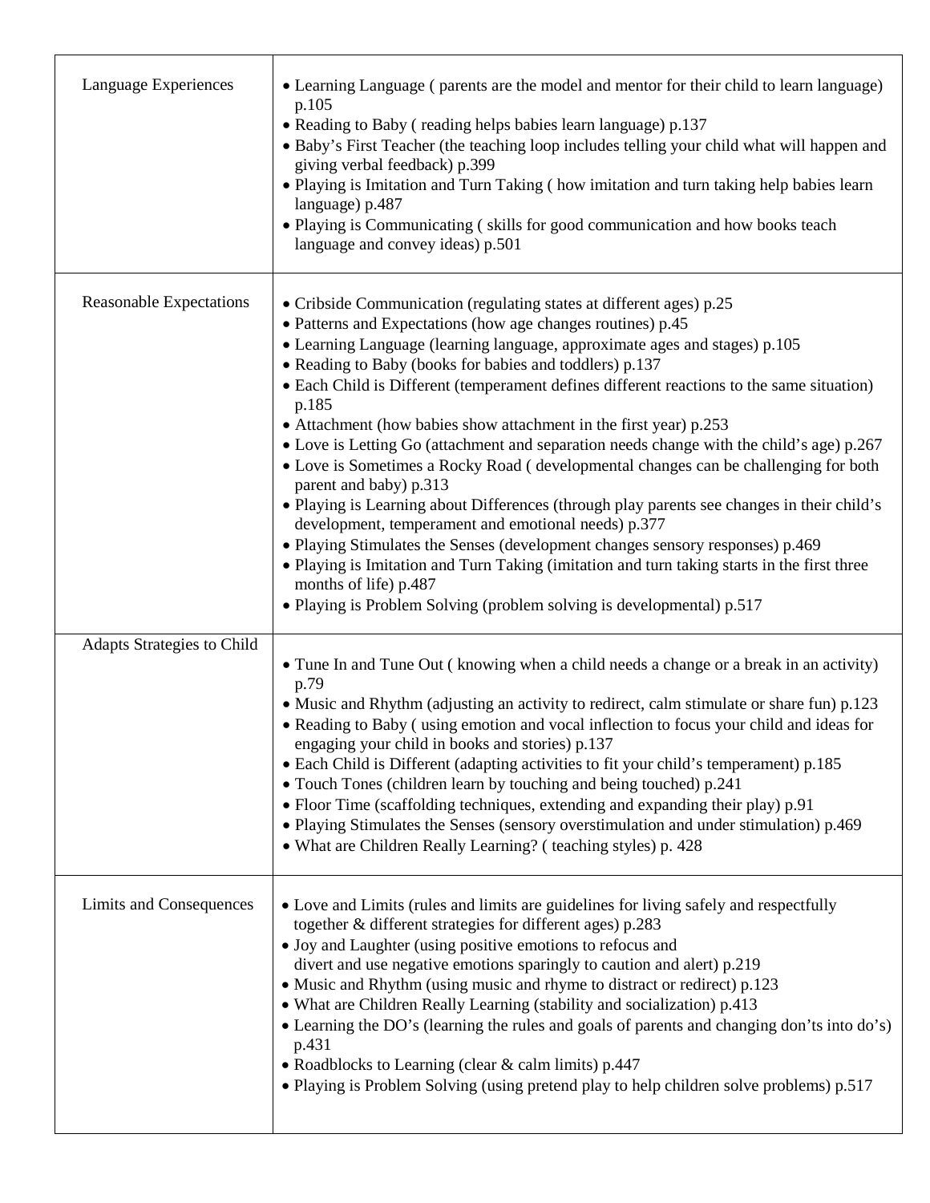| | |
|---|---|
| Language Experiences | • Learning Language ( parents are the model and mentor for their child to learn language) p.105<br>• Reading to Baby ( reading helps babies learn language) p.137<br>• Baby's First Teacher (the teaching loop includes telling your child what will happen and giving verbal feedback) p.399<br>• Playing is Imitation and Turn Taking ( how imitation and turn taking help babies learn language) p.487<br>• Playing is Communicating ( skills for good communication and how books teach language and convey ideas) p.501 |
| Reasonable Expectations | • Cribside Communication (regulating states at different ages) p.25<br>• Patterns and Expectations (how age changes routines) p.45<br>• Learning Language (learning language, approximate ages and stages) p.105<br>• Reading to Baby (books for babies and toddlers) p.137<br>• Each Child is Different (temperament defines different reactions to the same situation) p.185<br>• Attachment (how babies show attachment in the first year) p.253<br>• Love is Letting Go (attachment and separation needs change with the child's age) p.267<br>• Love is Sometimes a Rocky Road ( developmental changes can be challenging for both parent and baby) p.313<br>• Playing is Learning about Differences (through play parents see changes in their child's development, temperament and emotional needs) p.377<br>• Playing Stimulates the Senses (development changes sensory responses) p.469<br>• Playing is Imitation and Turn Taking (imitation and turn taking starts in the first three months of life) p.487<br>• Playing is Problem Solving (problem solving is developmental) p.517 |
| Adapts Strategies to Child | • Tune In and Tune Out ( knowing when a child needs a change or a break in an activity) p.79<br>• Music and Rhythm (adjusting an activity to redirect, calm stimulate or share fun) p.123<br>• Reading to Baby ( using emotion and vocal inflection to focus your child and ideas for engaging your child in books and stories) p.137<br>• Each Child is Different (adapting activities to fit your child's temperament) p.185<br>• Touch Tones (children learn by touching and being touched) p.241<br>• Floor Time (scaffolding techniques, extending and expanding their play) p.91<br>• Playing Stimulates the Senses (sensory overstimulation and under stimulation) p.469<br>• What are Children Really Learning? ( teaching styles) p. 428 |
| Limits and Consequences | • Love and Limits (rules and limits are guidelines for living safely and respectfully together & different strategies for different ages) p.283<br>• Joy and Laughter (using positive emotions to refocus and divert and use negative emotions sparingly to caution and alert) p.219<br>• Music and Rhythm (using music and rhyme to distract or redirect) p.123<br>• What are Children Really Learning (stability and socialization) p.413<br>• Learning the DO's (learning the rules and goals of parents and changing don'ts into do's) p.431<br>• Roadblocks to Learning (clear & calm limits) p.447<br>• Playing is Problem Solving (using pretend play to help children solve problems) p.517 |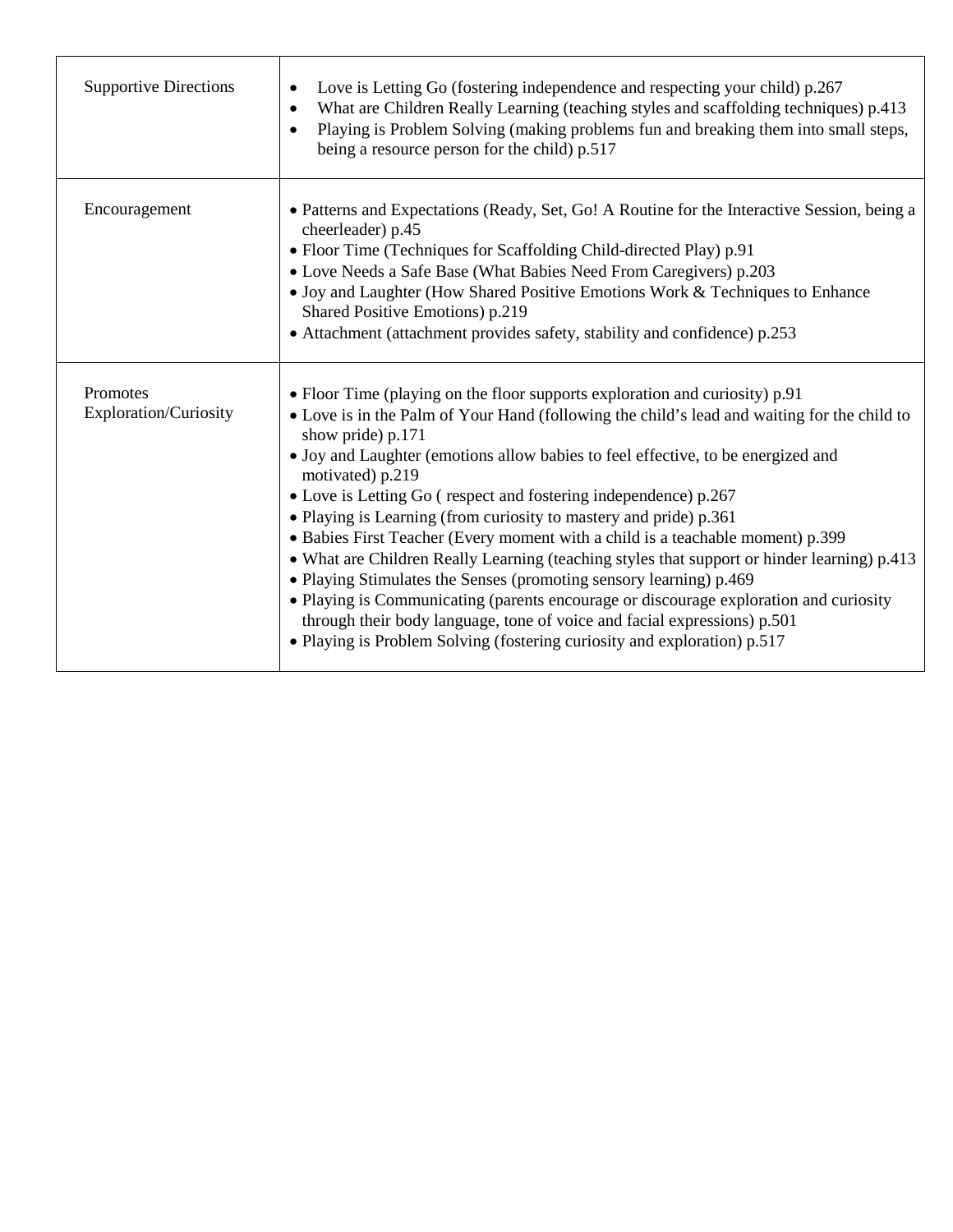| | |
|---|---|
| Supportive Directions | • Love is Letting Go (fostering independence and respecting your child) p.267<br>• What are Children Really Learning (teaching styles and scaffolding techniques) p.413<br>• Playing is Problem Solving (making problems fun and breaking them into small steps, being a resource person for the child) p.517 |
| Encouragement | • Patterns and Expectations (Ready, Set, Go! A Routine for the Interactive Session, being a cheerleader) p.45<br>• Floor Time (Techniques for Scaffolding Child-directed Play) p.91<br>• Love Needs a Safe Base (What Babies Need From Caregivers) p.203<br>• Joy and Laughter (How Shared Positive Emotions Work & Techniques to Enhance Shared Positive Emotions) p.219<br>• Attachment (attachment provides safety, stability and confidence) p.253 |
| Promotes Exploration/Curiosity | • Floor Time (playing on the floor supports exploration and curiosity) p.91<br>• Love is in the Palm of Your Hand (following the child's lead and waiting for the child to show pride) p.171<br>• Joy and Laughter (emotions allow babies to feel effective, to be energized and motivated) p.219<br>• Love is Letting Go ( respect and fostering independence) p.267<br>• Playing is Learning (from curiosity to mastery and pride) p.361<br>• Babies First Teacher (Every moment with a child is a teachable moment) p.399<br>• What are Children Really Learning (teaching styles that support or hinder learning) p.413<br>• Playing Stimulates the Senses (promoting sensory learning) p.469<br>• Playing is Communicating (parents encourage or discourage exploration and curiosity through their body language, tone of voice and facial expressions) p.501<br>• Playing is Problem Solving (fostering curiosity and exploration) p.517 |